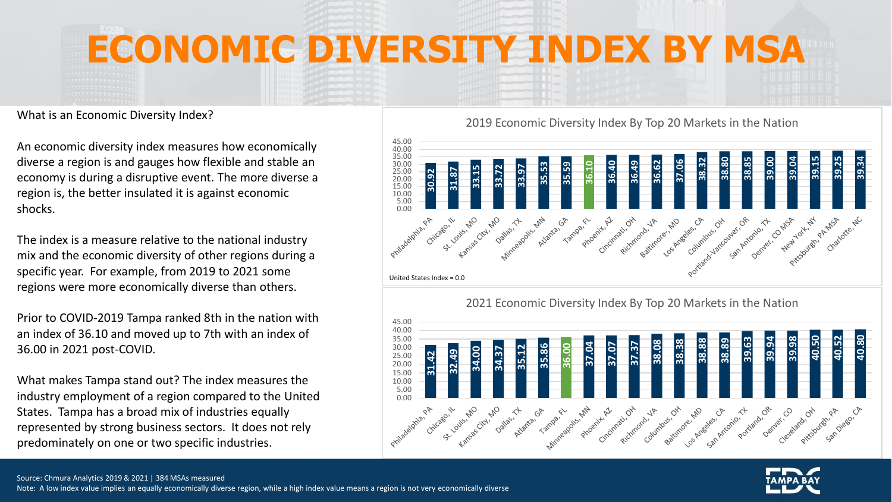# ECONOMIC DIVERSITY INDEX BY MSA

What is an Economic Diversity Index?

An economic diversity index measures how economically diverse a region is and gauges how flexible and stable an economy is during a disruptive event. The more diverse a region is, the better insulated it is against economic shocks.

The index is a measure relative to the national industry mix and the economic diversity of other regions during a specific year. For example, from 2019 to 2021 some regions were more economically diverse than others.

Prior to COVID-2019 Tampa ranked 8th in the nation with an index of 36.10 and moved up to 7th with an index of 36.00 in 2021 post-COVID.

What makes Tampa stand out? The index measures the industry employment of a region compared to the United States. Tampa has a broad mix of industries equally represented by strong business sectors. It does not rely predominately on one or two specific industries.

## 2019 Economic Diversity Index By Top 20 Markets in the Nation

| MSA | Index |
|---|---|
| Philadelphia, PA | 30.92 |
| Chicago, IL | 31.87 |
| St. Louis, MO | 33.15 |
| Kansas City, MO | 33.72 |
| Dallas, TX | 33.97 |
| Minneapolis, MN | 35.53 |
| Atlanta, GA | 35.59 |
| Tampa, FL | 36.10 |
| Phoenix, AZ | 36.40 |
| Cincinnati, OH | 36.49 |
| Richmond, VA | 36.62 |
| Baltimore, MD | 37.06 |
| Los Angeles, CA | 38.32 |
| Columbus, OH | 38.80 |
| Portland-Vancouver, OR | 38.85 |
| San Antonio, TX | 39.00 |
| Denver, CO MSA | 39.04 |
| New York, NY | 39.15 |
| Pittsburgh, PA MSA | 39.25 |
| Charlotte, NC | 39.34 |

United States Index = 0.0

## 2021 Economic Diversity Index By Top 20 Markets in the Nation

| MSA | Index |
|---|---|
| Philadelphia, PA | 31.42 |
| Chicago, IL | 32.49 |
| St. Louis, MO | 34.00 |
| Kansas City, MO | 34.37 |
| Dallas, TX | 35.12 |
| Atlanta, GA | 35.86 |
| Tampa, FL | 36.00 |
| Minneapolis, MN | 37.04 |
| Phoenix, AZ | 37.07 |
| Cincinnati, OH | 37.37 |
| Richmond, VA | 38.08 |
| Columbus, OH | 38.38 |
| Baltimore, MD | 38.88 |
| Los Angeles, CA | 38.89 |
| San Antonio, TX | 39.63 |
| Portland, OR | 39.94 |
| Denver, CO | 39.98 |
| Cleveland, OH | 40.50 |
| Pittsburgh, PA | 40.52 |
| San Diego, CA | 40.80 |

Source: Chmura Analytics 2019 & 2021 | 384 MSAs measured

Note: A low index value implies an equally economically diverse region, while a high index value means a region is not very economically diverse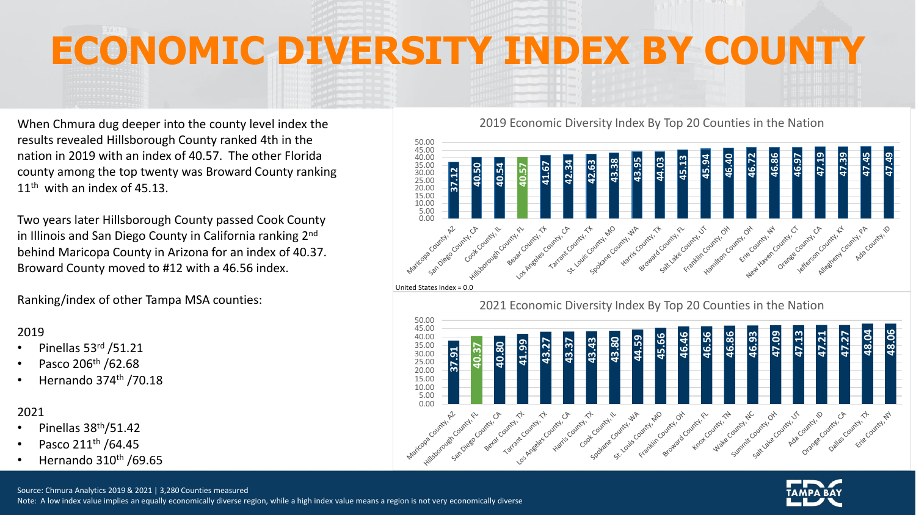# ECONOMIC DIVERSITY INDEX BY COUNTY

When Chmura dug deeper into the county level index the results revealed Hillsborough County ranked 4th in the nation in 2019 with an index of 40.57. The other Florida county among the top twenty was Broward County ranking 11th with an index of 45.13.

Two years later Hillsborough County passed Cook County in Illinois and San Diego County in California ranking 2nd behind Maricopa County in Arizona for an index of 40.37. Broward County moved to #12 with a 46.56 index.

Ranking/index of other Tampa MSA counties:

2019

- Pinellas 53rd /51.21
- Pasco 206th /62.68
- Hernando 374th /70.18

2021

- Pinellas 38th/51.42
- Pasco 211th /64.45
- Hernando 310th /69.65

2019 Economic Diversity Index By Top 20 Counties in the Nation

50.00
45.00
40.00
35.00
30.00
25.00
20.00
15.00
10.00
5.00
0.00

37.12 40.50 40.54 40.57 41.67 42.34 42.63 43.38 43.95 44.03 45.13 45.94 46.40 46.72 46.86 46.97 47.19 47.39 47.45 47.49

Maricopa County, AZ; San Diego County, CA; Cook County, IL; Hillsborough County, FL; Bexar County, TX; Los Angeles County, CA; Tarrant County, TX; St. Louis County, MO; Spokane County, WA; Harris County, TX; Broward County, FL; Salt Lake County, UT; Franklin County, OH; Hamilton County, OH; Erie County, NY; New Haven County, CT; Orange County, CA; Jefferson County, KY; Allegheny County, PA; Ada County, ID

United States Index = 0.0

2021 Economic Diversity Index By Top 20 Counties in the Nation

50.00
45.00
40.00
35.00
30.00
25.00
20.00
15.00
10.00
5.00
0.00

37.91 40.37 40.80 41.99 43.27 43.37 43.43 43.80 44.59 45.66 46.46 46.56 46.86 46.93 47.09 47.13 47.21 47.27 48.04 48.06

Maricopa County, AZ; Hillsborough County, FL; San Diego County, CA; Bexar County, TX; Tarrant County, TX; Los Angeles County, CA; Harris County, TX; Cook County, IL; Spokane County, WA; St. Louis County, MO; Franklin County, OH; Broward County, FL; Knox County, TN; Wake County, NC; Summit County, OH; Salt Lake County, UT; Ada County, ID; Orange County, CA; Dallas County, TX; Erie County, NY

Source: Chmura Analytics 2019 & 2021 | 3,280 Counties measured

Note: A low index value implies an equally economically diverse region, while a high index value means a region is not very economically diverse